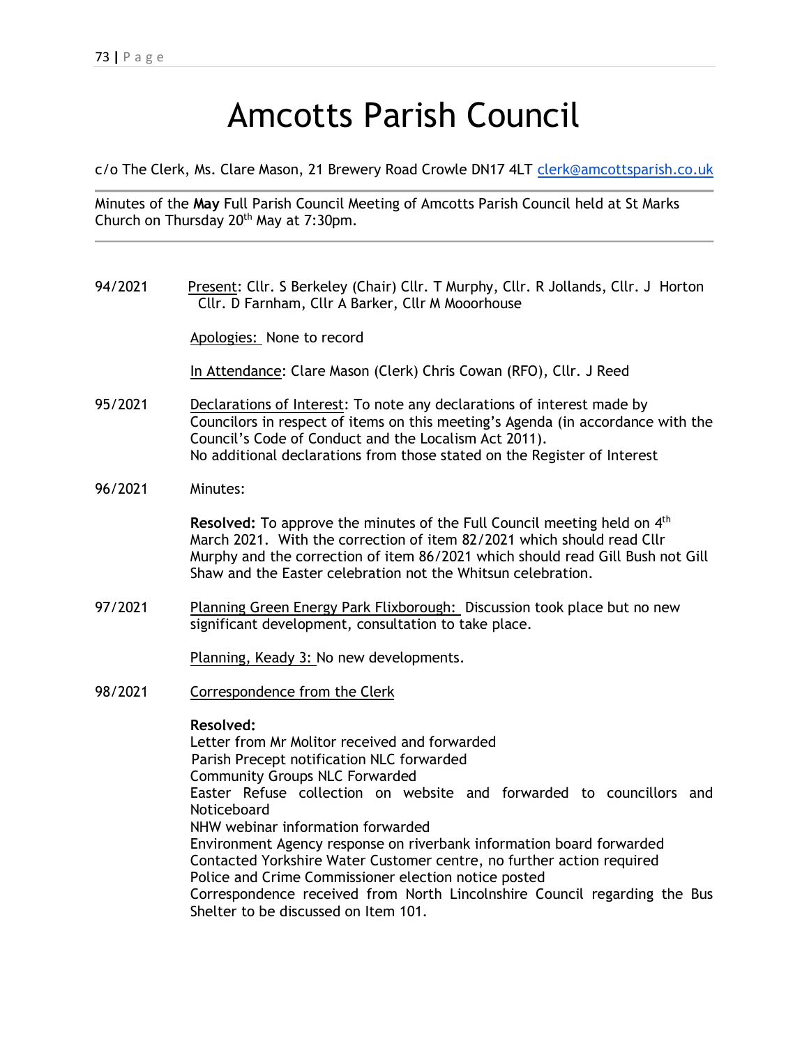# Amcotts Parish Council

c/o The Clerk, Ms. Clare Mason, 21 Brewery Road Crowle DN17 4LT clerk@amcottsparish.co.uk

---

Minutes of the **May** Full Parish Council Meeting of Amcotts Parish Council held at St Marks Church on Thursday 20th May at 7:30pm.

---

94/2021 Present: Cllr. S Berkeley (Chair) Cllr. T Murphy, Cllr. R Jollands, Cllr. J Horton Cllr. D Farnham, Cllr A Barker, Cllr M Mooorhouse

Apologies: None to record

In Attendance: Clare Mason (Clerk) Chris Cowan (RFO), Cllr. J Reed

95/2021 Declarations of Interest: To note any declarations of interest made by Councilors in respect of items on this meeting's Agenda (in accordance with the Council's Code of Conduct and the Localism Act 2011).
No additional declarations from those stated on the Register of Interest

96/2021 Minutes:

**Resolved:** To approve the minutes of the Full Council meeting held on 4th March 2021. With the correction of item 82/2021 which should read Cllr Murphy and the correction of item 86/2021 which should read Gill Bush not Gill Shaw and the Easter celebration not the Whitsun celebration.

97/2021 Planning Green Energy Park Flixborough: Discussion took place but no new significant development, consultation to take place.

Planning, Keady 3: No new developments.

98/2021 Correspondence from the Clerk

**Resolved:**
Letter from Mr Molitor received and forwarded
Parish Precept notification NLC forwarded
Community Groups NLC Forwarded
Easter Refuse collection on website and forwarded to councillors and Noticeboard
NHW webinar information forwarded
Environment Agency response on riverbank information board forwarded
Contacted Yorkshire Water Customer centre, no further action required
Police and Crime Commissioner election notice posted
Correspondence received from North Lincolnshire Council regarding the Bus Shelter to be discussed on Item 101.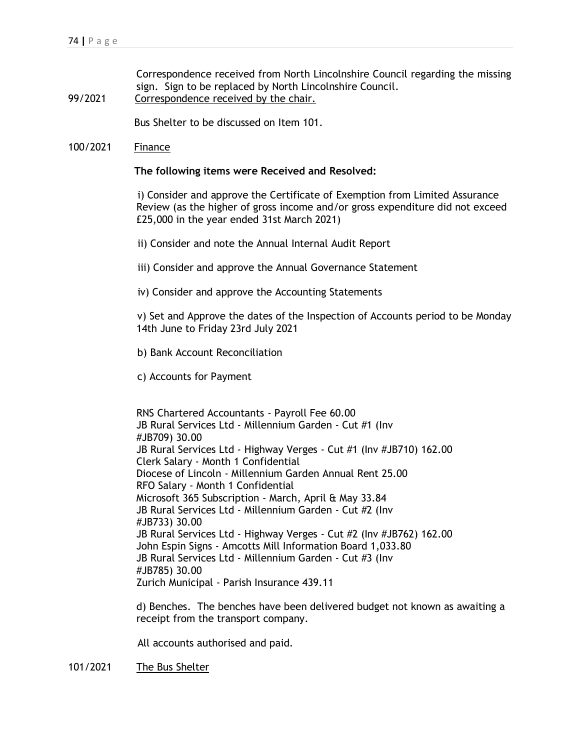Correspondence received from North Lincolnshire Council regarding the missing sign. Sign to be replaced by North Lincolnshire Council.

99/2021 Correspondence received by the chair.

Bus Shelter to be discussed on Item 101.

100/2021 Finance

**The following items were Received and Resolved:**

i) Consider and approve the Certificate of Exemption from Limited Assurance Review (as the higher of gross income and/or gross expenditure did not exceed £25,000 in the year ended 31st March 2021)

ii) Consider and note the Annual Internal Audit Report

iii) Consider and approve the Annual Governance Statement

iv) Consider and approve the Accounting Statements

v) Set and Approve the dates of the Inspection of Accounts period to be Monday 14th June to Friday 23rd July 2021

b) Bank Account Reconciliation

c) Accounts for Payment

RNS Chartered Accountants - Payroll Fee 60.00
JB Rural Services Ltd - Millennium Garden - Cut #1 (Inv #JB709) 30.00
JB Rural Services Ltd - Highway Verges - Cut #1 (Inv #JB710) 162.00
Clerk Salary - Month 1 Confidential
Diocese of Lincoln - Millennium Garden Annual Rent 25.00
RFO Salary - Month 1 Confidential
Microsoft 365 Subscription - March, April & May 33.84
JB Rural Services Ltd - Millennium Garden - Cut #2 (Inv #JB733) 30.00
JB Rural Services Ltd - Highway Verges - Cut #2 (Inv #JB762) 162.00
John Espin Signs - Amcotts Mill Information Board 1,033.80
JB Rural Services Ltd - Millennium Garden - Cut #3 (Inv #JB785) 30.00
Zurich Municipal - Parish Insurance 439.11

d) Benches. The benches have been delivered budget not known as awaiting a receipt from the transport company.

All accounts authorised and paid.

101/2021 The Bus Shelter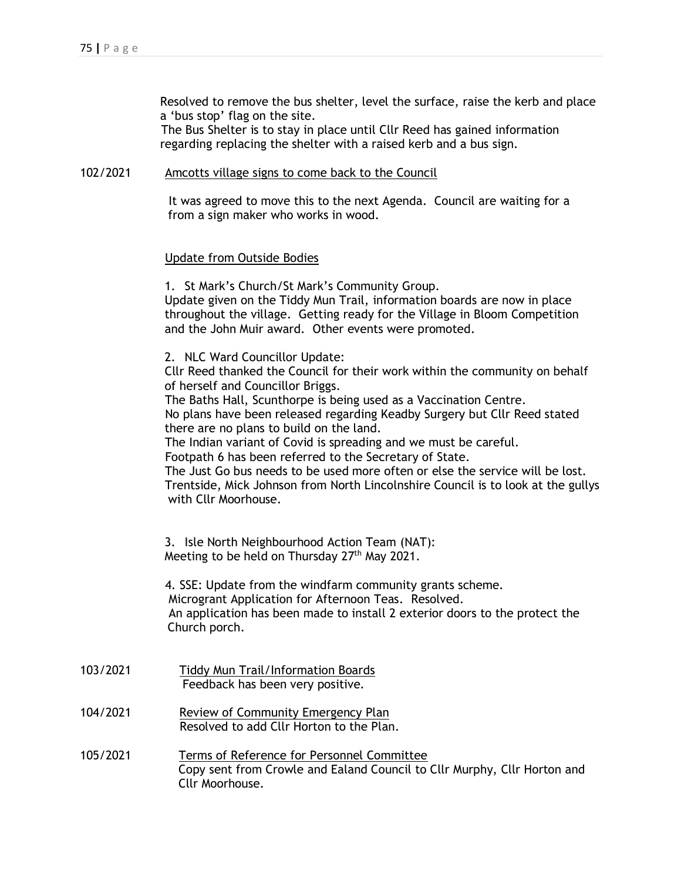Resolved to remove the bus shelter, level the surface, raise the kerb and place a 'bus stop' flag on the site.
The Bus Shelter is to stay in place until Cllr Reed has gained information regarding replacing the shelter with a raised kerb and a bus sign.

102/2021 Amcotts village signs to come back to the Council

It was agreed to move this to the next Agenda. Council are waiting for a from a sign maker who works in wood.

Update from Outside Bodies

1. St Mark's Church/St Mark's Community Group.
Update given on the Tiddy Mun Trail, information boards are now in place throughout the village. Getting ready for the Village in Bloom Competition and the John Muir award. Other events were promoted.

2. NLC Ward Councillor Update:
Cllr Reed thanked the Council for their work within the community on behalf of herself and Councillor Briggs.
The Baths Hall, Scunthorpe is being used as a Vaccination Centre.
No plans have been released regarding Keadby Surgery but Cllr Reed stated there are no plans to build on the land.
The Indian variant of Covid is spreading and we must be careful.
Footpath 6 has been referred to the Secretary of State.
The Just Go bus needs to be used more often or else the service will be lost.
Trentside, Mick Johnson from North Lincolnshire Council is to look at the gullys with Cllr Moorhouse.

3. Isle North Neighbourhood Action Team (NAT):
Meeting to be held on Thursday 27th May 2021.

4. SSE: Update from the windfarm community grants scheme.
Microgrant Application for Afternoon Teas. Resolved.
An application has been made to install 2 exterior doors to the protect the Church porch.

103/2021 Tiddy Mun Trail/Information Boards
Feedback has been very positive.

104/2021 Review of Community Emergency Plan
Resolved to add Cllr Horton to the Plan.

105/2021 Terms of Reference for Personnel Committee
Copy sent from Crowle and Ealand Council to Cllr Murphy, Cllr Horton and Cllr Moorhouse.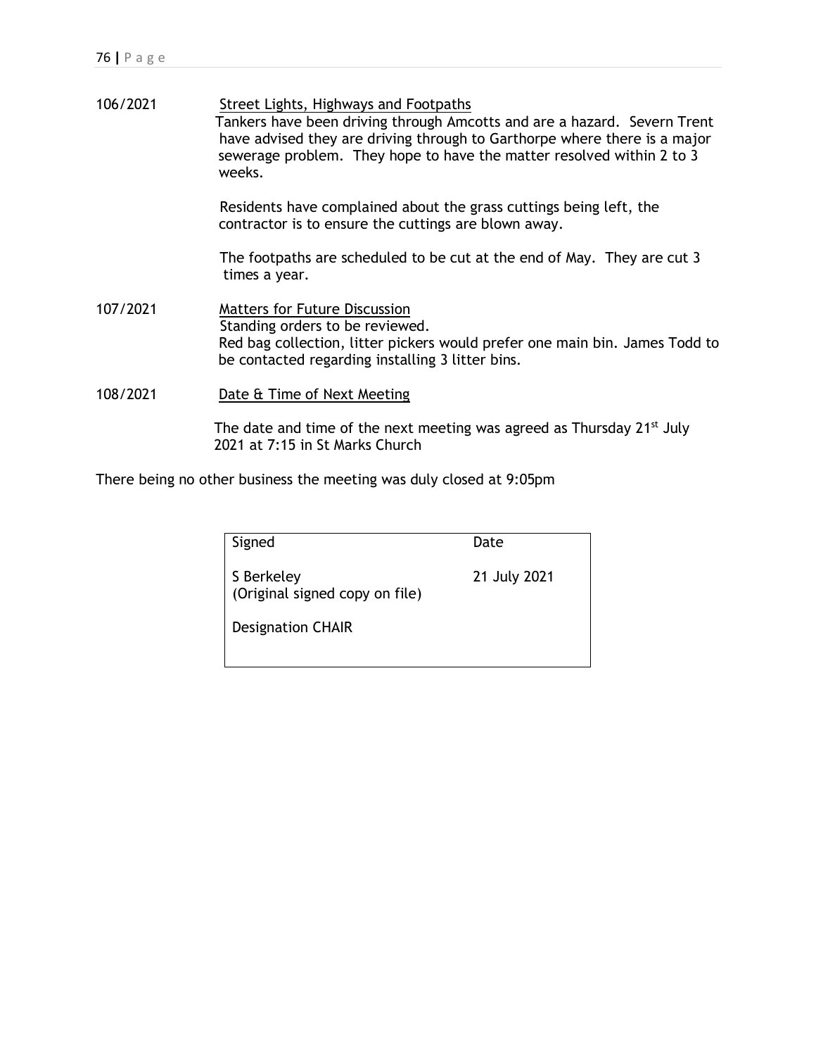106/2021 Street Lights, Highways and Footpaths

Tankers have been driving through Amcotts and are a hazard. Severn Trent have advised they are driving through to Garthorpe where there is a major sewerage problem. They hope to have the matter resolved within 2 to 3 weeks.

Residents have complained about the grass cuttings being left, the contractor is to ensure the cuttings are blown away.

The footpaths are scheduled to be cut at the end of May. They are cut 3 times a year.

107/2021 Matters for Future Discussion

Standing orders to be reviewed.
Red bag collection, litter pickers would prefer one main bin. James Todd to be contacted regarding installing 3 litter bins.

108/2021 Date & Time of Next Meeting

The date and time of the next meeting was agreed as Thursday 21st July 2021 at 7:15 in St Marks Church

There being no other business the meeting was duly closed at 9:05pm

| | |
|---|---|
| Signed | Date |
| S Berkeley<br>(Original signed copy on file) | 21 July 2021 |
| Designation CHAIR | |